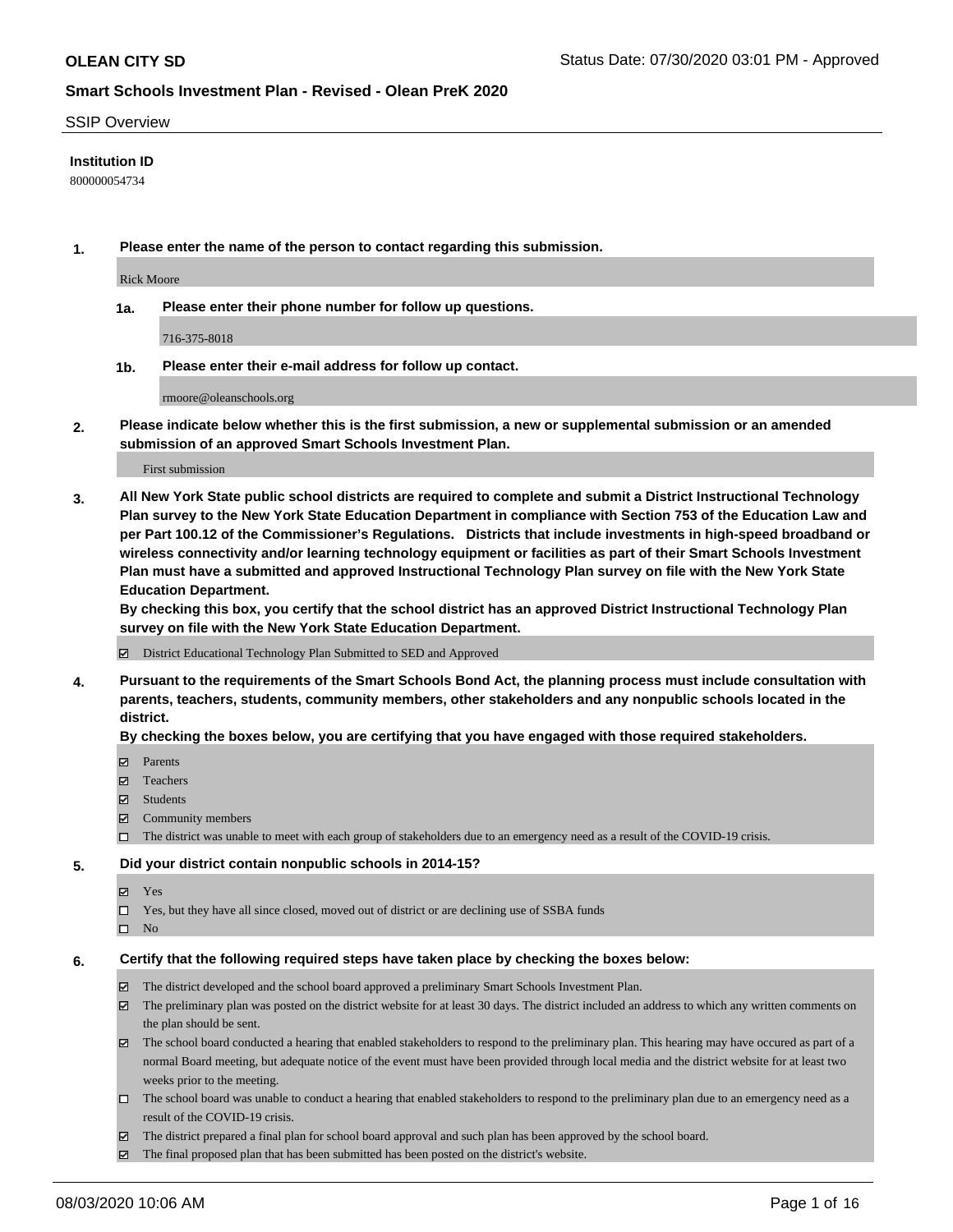**OLEAN CITY SD**

Status Date: 07/30/2020 03:01 PM - Approved

## Smart Schools Investment Plan - Revised - Olean PreK 2020

SSIP Overview

**Institution ID**

800000054734

**1. Please enter the name of the person to contact regarding this submission.**

Rick Moore

**1a. Please enter their phone number for follow up questions.**

716-375-8018

**1b. Please enter their e-mail address for follow up contact.**

rmoore@oleanschools.org

**2. Please indicate below whether this is the first submission, a new or supplemental submission or an amended submission of an approved Smart Schools Investment Plan.**

First submission

**3. All New York State public school districts are required to complete and submit a District Instructional Technology Plan survey to the New York State Education Department in compliance with Section 753 of the Education Law and per Part 100.12 of the Commissioner's Regulations. Districts that include investments in high-speed broadband or wireless connectivity and/or learning technology equipment or facilities as part of their Smart Schools Investment Plan must have a submitted and approved Instructional Technology Plan survey on file with the New York State Education Department.**
**By checking this box, you certify that the school district has an approved District Instructional Technology Plan survey on file with the New York State Education Department.**

- ☑ District Educational Technology Plan Submitted to SED and Approved

**4. Pursuant to the requirements of the Smart Schools Bond Act, the planning process must include consultation with parents, teachers, students, community members, other stakeholders and any nonpublic schools located in the district.**
**By checking the boxes below, you are certifying that you have engaged with those required stakeholders.**

- ☑ Parents
- ☑ Teachers
- ☑ Students
- ☑ Community members
- ☐ The district was unable to meet with each group of stakeholders due to an emergency need as a result of the COVID-19 crisis.

**5. Did your district contain nonpublic schools in 2014-15?**

- ☑ Yes
- ☐ Yes, but they have all since closed, moved out of district or are declining use of SSBA funds
- ☐ No

**6. Certify that the following required steps have taken place by checking the boxes below:**

- ☑ The district developed and the school board approved a preliminary Smart Schools Investment Plan.
- ☑ The preliminary plan was posted on the district website for at least 30 days. The district included an address to which any written comments on the plan should be sent.
- ☑ The school board conducted a hearing that enabled stakeholders to respond to the preliminary plan. This hearing may have occured as part of a normal Board meeting, but adequate notice of the event must have been provided through local media and the district website for at least two weeks prior to the meeting.
- ☐ The school board was unable to conduct a hearing that enabled stakeholders to respond to the preliminary plan due to an emergency need as a result of the COVID-19 crisis.
- ☑ The district prepared a final plan for school board approval and such plan has been approved by the school board.
- ☑ The final proposed plan that has been submitted has been posted on the district's website.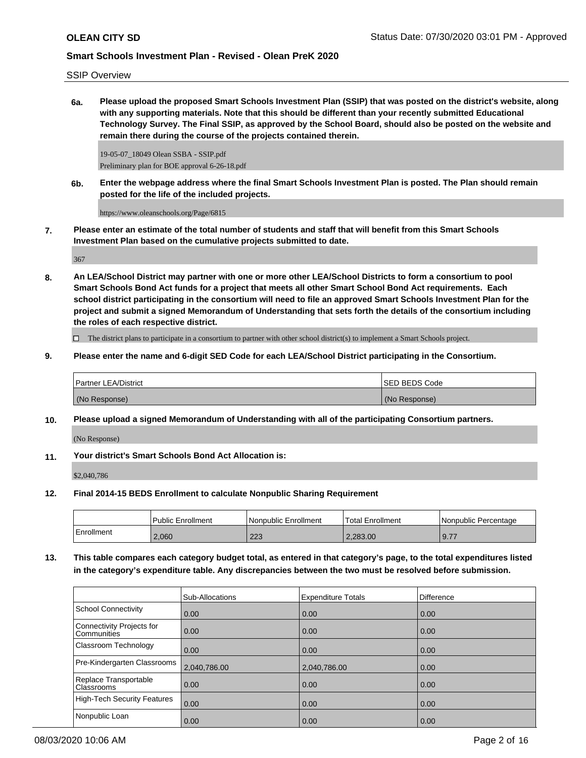SSIP Overview

**6a. Please upload the proposed Smart Schools Investment Plan (SSIP) that was posted on the district's website, along with any supporting materials. Note that this should be different than your recently submitted Educational Technology Survey. The Final SSIP, as approved by the School Board, should also be posted on the website and remain there during the course of the projects contained therein.**

19-05-07_18049 Olean SSBA - SSIP.pdf
Preliminary plan for BOE approval 6-26-18.pdf

**6b. Enter the webpage address where the final Smart Schools Investment Plan is posted. The Plan should remain posted for the life of the included projects.**

https://www.oleanschools.org/Page/6815

**7. Please enter an estimate of the total number of students and staff that will benefit from this Smart Schools Investment Plan based on the cumulative projects submitted to date.**

367

**8. An LEA/School District may partner with one or more other LEA/School Districts to form a consortium to pool Smart Schools Bond Act funds for a project that meets all other Smart School Bond Act requirements. Each school district participating in the consortium will need to file an approved Smart Schools Investment Plan for the project and submit a signed Memorandum of Understanding that sets forth the details of the consortium including the roles of each respective district.**

☐ The district plans to participate in a consortium to partner with other school district(s) to implement a Smart Schools project.

**9. Please enter the name and 6-digit SED Code for each LEA/School District participating in the Consortium.**

| Partner LEA/District | SED BEDS Code |
|---|---|
| (No Response) | (No Response) |

**10. Please upload a signed Memorandum of Understanding with all of the participating Consortium partners.**

(No Response)

**11. Your district's Smart Schools Bond Act Allocation is:**

$2,040,786

**12. Final 2014-15 BEDS Enrollment to calculate Nonpublic Sharing Requirement**

| | Public Enrollment | Nonpublic Enrollment | Total Enrollment | Nonpublic Percentage |
|---|---|---|---|---|
| Enrollment | 2,060 | 223 | 2,283.00 | 9.77 |

**13. This table compares each category budget total, as entered in that category's page, to the total expenditures listed in the category's expenditure table. Any discrepancies between the two must be resolved before submission.**

| | Sub-Allocations | Expenditure Totals | Difference |
|---|---|---|---|
| School Connectivity | 0.00 | 0.00 | 0.00 |
| Connectivity Projects for Communities | 0.00 | 0.00 | 0.00 |
| Classroom Technology | 0.00 | 0.00 | 0.00 |
| Pre-Kindergarten Classrooms | 2,040,786.00 | 2,040,786.00 | 0.00 |
| Replace Transportable Classrooms | 0.00 | 0.00 | 0.00 |
| High-Tech Security Features | 0.00 | 0.00 | 0.00 |
| Nonpublic Loan | 0.00 | 0.00 | 0.00 |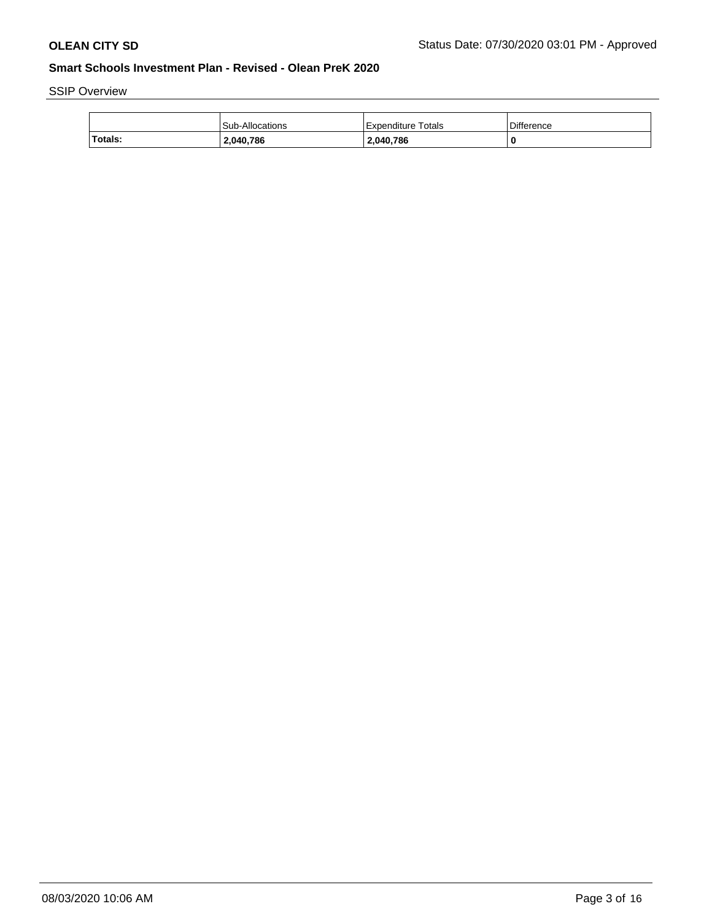SSIP Overview

| | Sub-Allocations | Expenditure Totals | Difference |
|---|---|---|---|
| **Totals:** | **2,040,786** | **2,040,786** | **0** |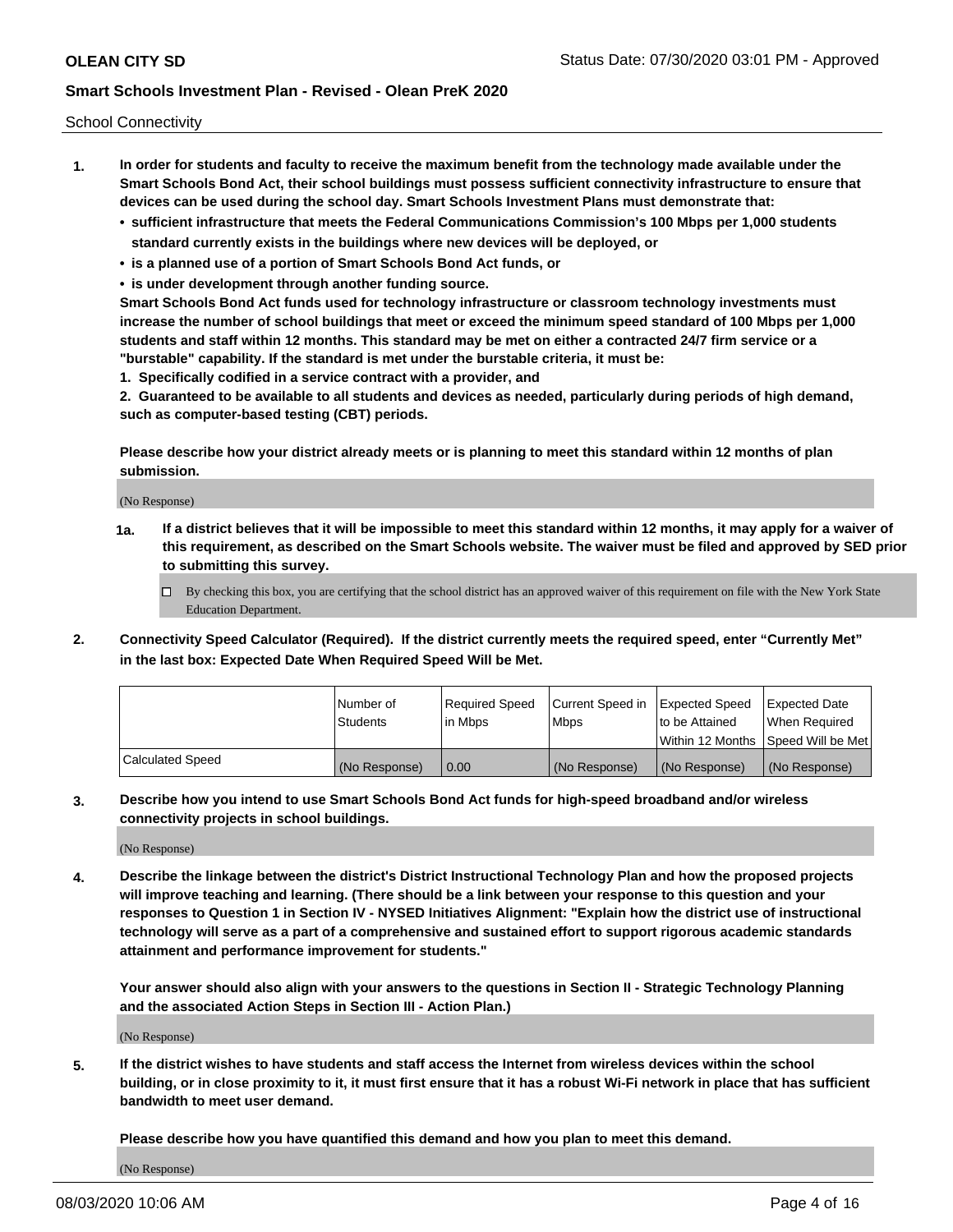School Connectivity

1. **In order for students and faculty to receive the maximum benefit from the technology made available under the Smart Schools Bond Act, their school buildings must possess sufficient connectivity infrastructure to ensure that devices can be used during the school day. Smart Schools Investment Plans must demonstrate that:**
   - **sufficient infrastructure that meets the Federal Communications Commission's 100 Mbps per 1,000 students standard currently exists in the buildings where new devices will be deployed, or**
   - **is a planned use of a portion of Smart Schools Bond Act funds, or**
   - **is under development through another funding source.**

   **Smart Schools Bond Act funds used for technology infrastructure or classroom technology investments must increase the number of school buildings that meet or exceed the minimum speed standard of 100 Mbps per 1,000 students and staff within 12 months. This standard may be met on either a contracted 24/7 firm service or a "burstable" capability. If the standard is met under the burstable criteria, it must be:**

   **1. Specifically codified in a service contract with a provider, and**

   **2. Guaranteed to be available to all students and devices as needed, particularly during periods of high demand, such as computer-based testing (CBT) periods.**

   **Please describe how your district already meets or is planning to meet this standard within 12 months of plan submission.**

   (No Response)

   **1a. If a district believes that it will be impossible to meet this standard within 12 months, it may apply for a waiver of this requirement, as described on the Smart Schools website. The waiver must be filed and approved by SED prior to submitting this survey.**

   ☐ By checking this box, you are certifying that the school district has an approved waiver of this requirement on file with the New York State Education Department.

2. **Connectivity Speed Calculator (Required). If the district currently meets the required speed, enter "Currently Met" in the last box: Expected Date When Required Speed Will be Met.**

| | Number of Students | Required Speed in Mbps | Current Speed in Mbps | Expected Speed to be Attained Within 12 Months | Expected Date When Required Speed Will be Met |
|---|---|---|---|---|---|
| Calculated Speed | (No Response) | 0.00 | (No Response) | (No Response) | (No Response) |

3. **Describe how you intend to use Smart Schools Bond Act funds for high-speed broadband and/or wireless connectivity projects in school buildings.**

   (No Response)

4. **Describe the linkage between the district's District Instructional Technology Plan and how the proposed projects will improve teaching and learning. (There should be a link between your response to this question and your responses to Question 1 in Section IV - NYSED Initiatives Alignment: "Explain how the district use of instructional technology will serve as a part of a comprehensive and sustained effort to support rigorous academic standards attainment and performance improvement for students."**

   **Your answer should also align with your answers to the questions in Section II - Strategic Technology Planning and the associated Action Steps in Section III - Action Plan.)**

   (No Response)

5. **If the district wishes to have students and staff access the Internet from wireless devices within the school building, or in close proximity to it, it must first ensure that it has a robust Wi-Fi network in place that has sufficient bandwidth to meet user demand.**

   **Please describe how you have quantified this demand and how you plan to meet this demand.**

   (No Response)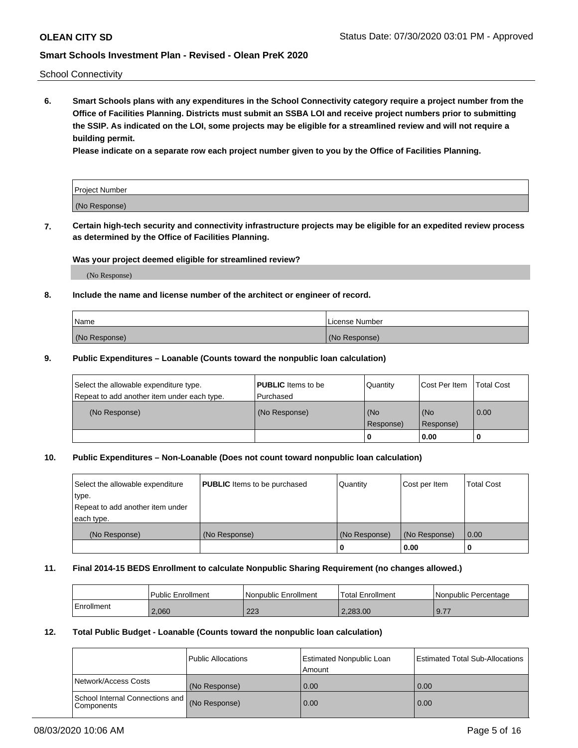School Connectivity

**6. Smart Schools plans with any expenditures in the School Connectivity category require a project number from the Office of Facilities Planning. Districts must submit an SSBA LOI and receive project numbers prior to submitting the SSIP. As indicated on the LOI, some projects may be eligible for a streamlined review and will not require a building permit.**

**Please indicate on a separate row each project number given to you by the Office of Facilities Planning.**

| Project Number |
|---|
| (No Response) |

**7. Certain high-tech security and connectivity infrastructure projects may be eligible for an expedited review process as determined by the Office of Facilities Planning.**

**Was your project deemed eligible for streamlined review?**

(No Response)

**8. Include the name and license number of the architect or engineer of record.**

| Name | License Number |
|---|---|
| (No Response) | (No Response) |

**9. Public Expenditures – Loanable (Counts toward the nonpublic loan calculation)**

| Select the allowable expenditure type. Repeat to add another item under each type. | **PUBLIC** Items to be Purchased | Quantity | Cost Per Item | Total Cost |
|---|---|---|---|---|
| (No Response) | (No Response) | (No Response) | (No Response) | 0.00 |
| | | 0 | 0.00 | 0 |

**10. Public Expenditures – Non-Loanable (Does not count toward nonpublic loan calculation)**

| Select the allowable expenditure type. Repeat to add another item under each type. | **PUBLIC** Items to be purchased | Quantity | Cost per Item | Total Cost |
|---|---|---|---|---|
| (No Response) | (No Response) | (No Response) | (No Response) | 0.00 |
| | | 0 | 0.00 | 0 |

**11. Final 2014-15 BEDS Enrollment to calculate Nonpublic Sharing Requirement (no changes allowed.)**

| | Public Enrollment | Nonpublic Enrollment | Total Enrollment | Nonpublic Percentage |
|---|---|---|---|---|
| Enrollment | 2,060 | 223 | 2,283.00 | 9.77 |

**12. Total Public Budget - Loanable (Counts toward the nonpublic loan calculation)**

| | Public Allocations | Estimated Nonpublic Loan Amount | Estimated Total Sub-Allocations |
|---|---|---|---|
| Network/Access Costs | (No Response) | 0.00 | 0.00 |
| School Internal Connections and Components | (No Response) | 0.00 | 0.00 |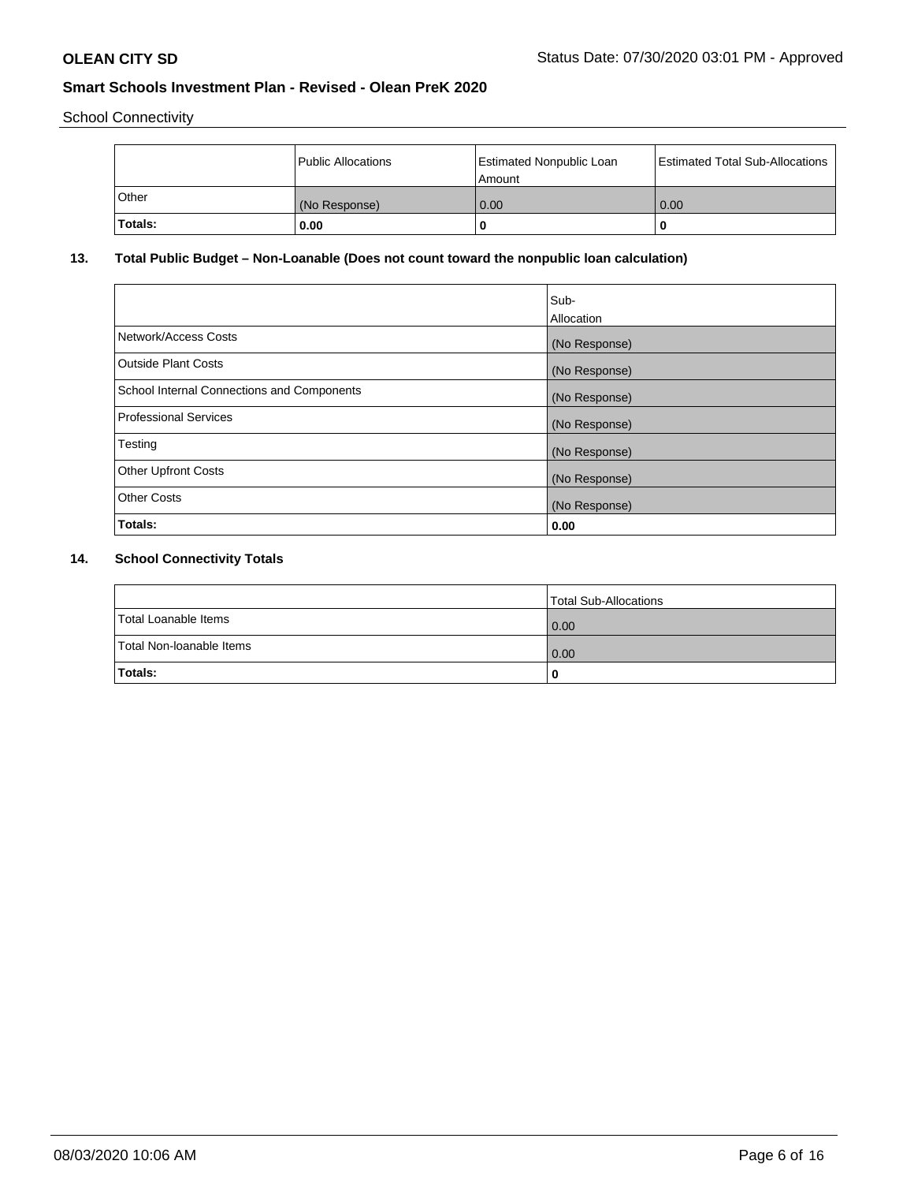School Connectivity

| | Public Allocations | Estimated Nonpublic Loan Amount | Estimated Total Sub-Allocations |
|---|---|---|---|
| Other | (No Response) | 0.00 | 0.00 |
| **Totals:** | **0.00** | **0** | **0** |

## 13. Total Public Budget – Non-Loanable (Does not count toward the nonpublic loan calculation)

| | Sub-Allocation |
|---|---|
| Network/Access Costs | (No Response) |
| Outside Plant Costs | (No Response) |
| School Internal Connections and Components | (No Response) |
| Professional Services | (No Response) |
| Testing | (No Response) |
| Other Upfront Costs | (No Response) |
| Other Costs | (No Response) |
| **Totals:** | **0.00** |

## 14. School Connectivity Totals

| | Total Sub-Allocations |
|---|---|
| Total Loanable Items | 0.00 |
| Total Non-loanable Items | 0.00 |
| **Totals:** | **0** |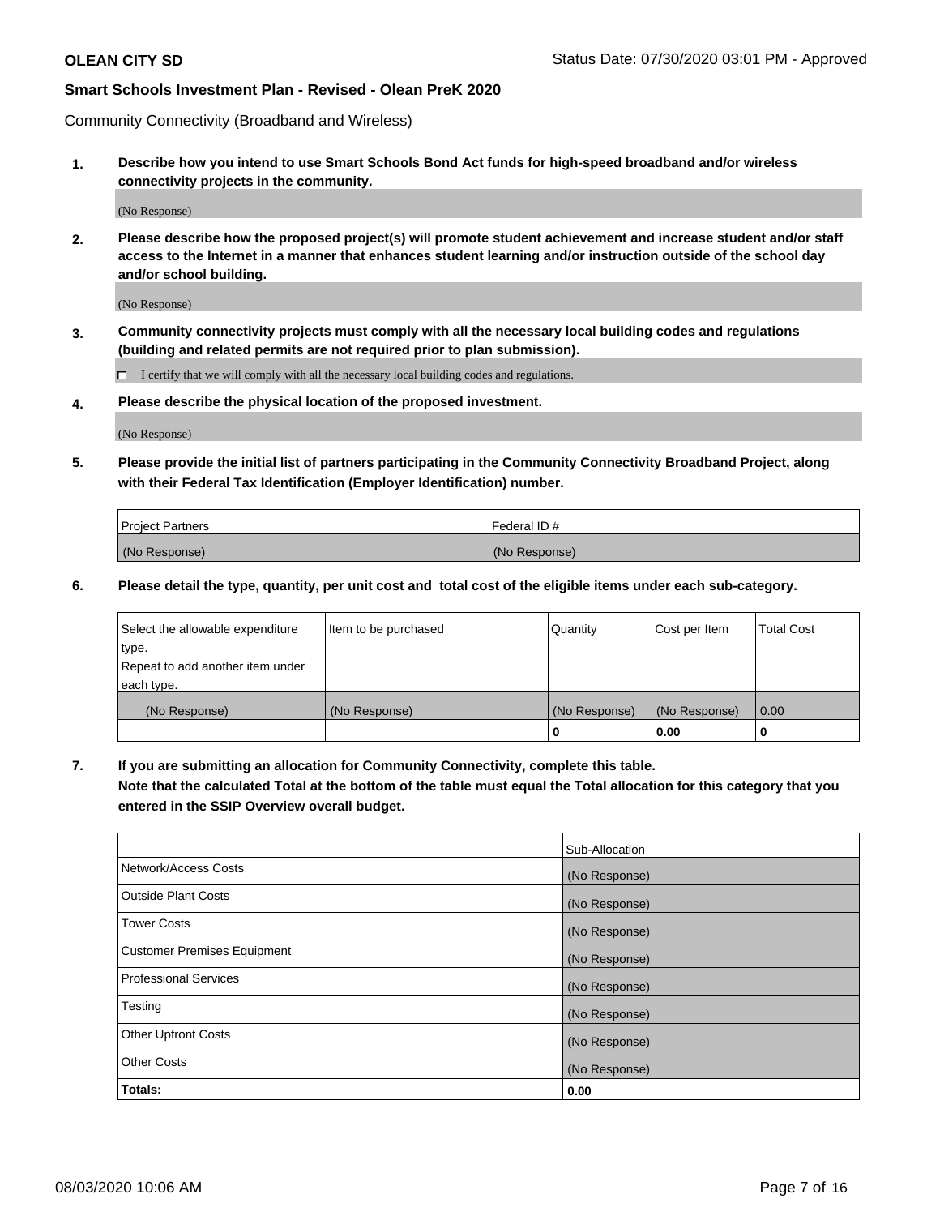Community Connectivity (Broadband and Wireless)

**1. Describe how you intend to use Smart Schools Bond Act funds for high-speed broadband and/or wireless connectivity projects in the community.**

(No Response)

**2. Please describe how the proposed project(s) will promote student achievement and increase student and/or staff access to the Internet in a manner that enhances student learning and/or instruction outside of the school day and/or school building.**

(No Response)

**3. Community connectivity projects must comply with all the necessary local building codes and regulations (building and related permits are not required prior to plan submission).**

☐ I certify that we will comply with all the necessary local building codes and regulations.

**4. Please describe the physical location of the proposed investment.**

(No Response)

**5. Please provide the initial list of partners participating in the Community Connectivity Broadband Project, along with their Federal Tax Identification (Employer Identification) number.**

| Project Partners | Federal ID # |
|---|---|
| (No Response) | (No Response) |

**6. Please detail the type, quantity, per unit cost and total cost of the eligible items under each sub-category.**

| Select the allowable expenditure type. Repeat to add another item under each type. | Item to be purchased | Quantity | Cost per Item | Total Cost |
|---|---|---|---|---|
| (No Response) | (No Response) | (No Response) | (No Response) | 0.00 |
| | | 0 | 0.00 | 0 |

**7. If you are submitting an allocation for Community Connectivity, complete this table. Note that the calculated Total at the bottom of the table must equal the Total allocation for this category that you entered in the SSIP Overview overall budget.**

| | Sub-Allocation |
|---|---|
| Network/Access Costs | (No Response) |
| Outside Plant Costs | (No Response) |
| Tower Costs | (No Response) |
| Customer Premises Equipment | (No Response) |
| Professional Services | (No Response) |
| Testing | (No Response) |
| Other Upfront Costs | (No Response) |
| Other Costs | (No Response) |
| **Totals:** | **0.00** |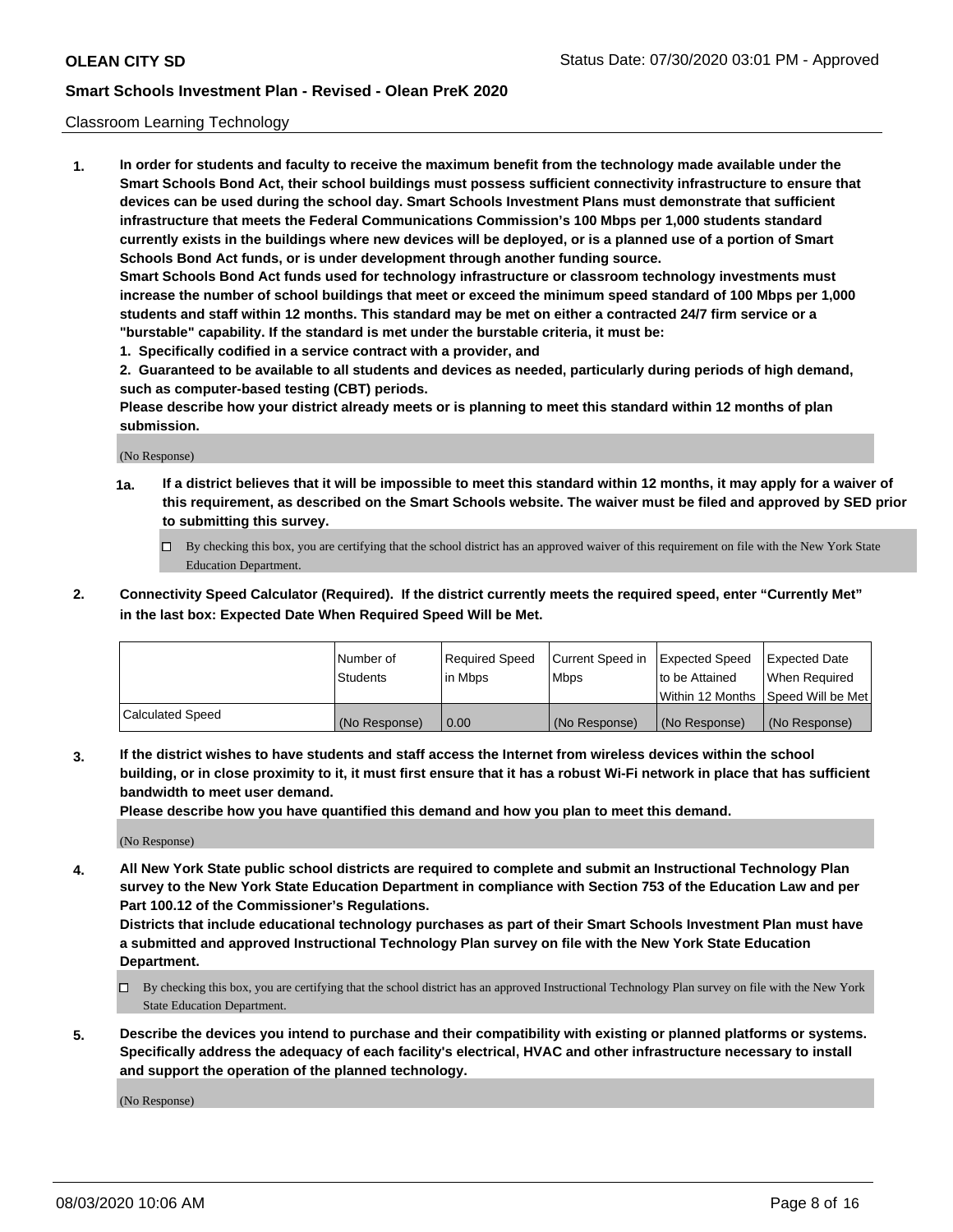Classroom Learning Technology

**1. In order for students and faculty to receive the maximum benefit from the technology made available under the Smart Schools Bond Act, their school buildings must possess sufficient connectivity infrastructure to ensure that devices can be used during the school day. Smart Schools Investment Plans must demonstrate that sufficient infrastructure that meets the Federal Communications Commission's 100 Mbps per 1,000 students standard currently exists in the buildings where new devices will be deployed, or is a planned use of a portion of Smart Schools Bond Act funds, or is under development through another funding source.**

**Smart Schools Bond Act funds used for technology infrastructure or classroom technology investments must increase the number of school buildings that meet or exceed the minimum speed standard of 100 Mbps per 1,000 students and staff within 12 months. This standard may be met on either a contracted 24/7 firm service or a "burstable" capability. If the standard is met under the burstable criteria, it must be:**

**1. Specifically codified in a service contract with a provider, and**

**2. Guaranteed to be available to all students and devices as needed, particularly during periods of high demand, such as computer-based testing (CBT) periods.**

**Please describe how your district already meets or is planning to meet this standard within 12 months of plan submission.**

(No Response)

**1a. If a district believes that it will be impossible to meet this standard within 12 months, it may apply for a waiver of this requirement, as described on the Smart Schools website. The waiver must be filed and approved by SED prior to submitting this survey.**

☐ By checking this box, you are certifying that the school district has an approved waiver of this requirement on file with the New York State Education Department.

**2. Connectivity Speed Calculator (Required). If the district currently meets the required speed, enter "Currently Met" in the last box: Expected Date When Required Speed Will be Met.**

| | Number of Students | Required Speed in Mbps | Current Speed in Mbps | Expected Speed to be Attained Within 12 Months | Expected Date When Required Speed Will be Met |
|---|---|---|---|---|---|
| Calculated Speed | (No Response) | 0.00 | (No Response) | (No Response) | (No Response) |

**3. If the district wishes to have students and staff access the Internet from wireless devices within the school building, or in close proximity to it, it must first ensure that it has a robust Wi-Fi network in place that has sufficient bandwidth to meet user demand.**

**Please describe how you have quantified this demand and how you plan to meet this demand.**

(No Response)

**4. All New York State public school districts are required to complete and submit an Instructional Technology Plan survey to the New York State Education Department in compliance with Section 753 of the Education Law and per Part 100.12 of the Commissioner's Regulations.**

**Districts that include educational technology purchases as part of their Smart Schools Investment Plan must have a submitted and approved Instructional Technology Plan survey on file with the New York State Education Department.**

☐ By checking this box, you are certifying that the school district has an approved Instructional Technology Plan survey on file with the New York State Education Department.

**5. Describe the devices you intend to purchase and their compatibility with existing or planned platforms or systems. Specifically address the adequacy of each facility's electrical, HVAC and other infrastructure necessary to install and support the operation of the planned technology.**

(No Response)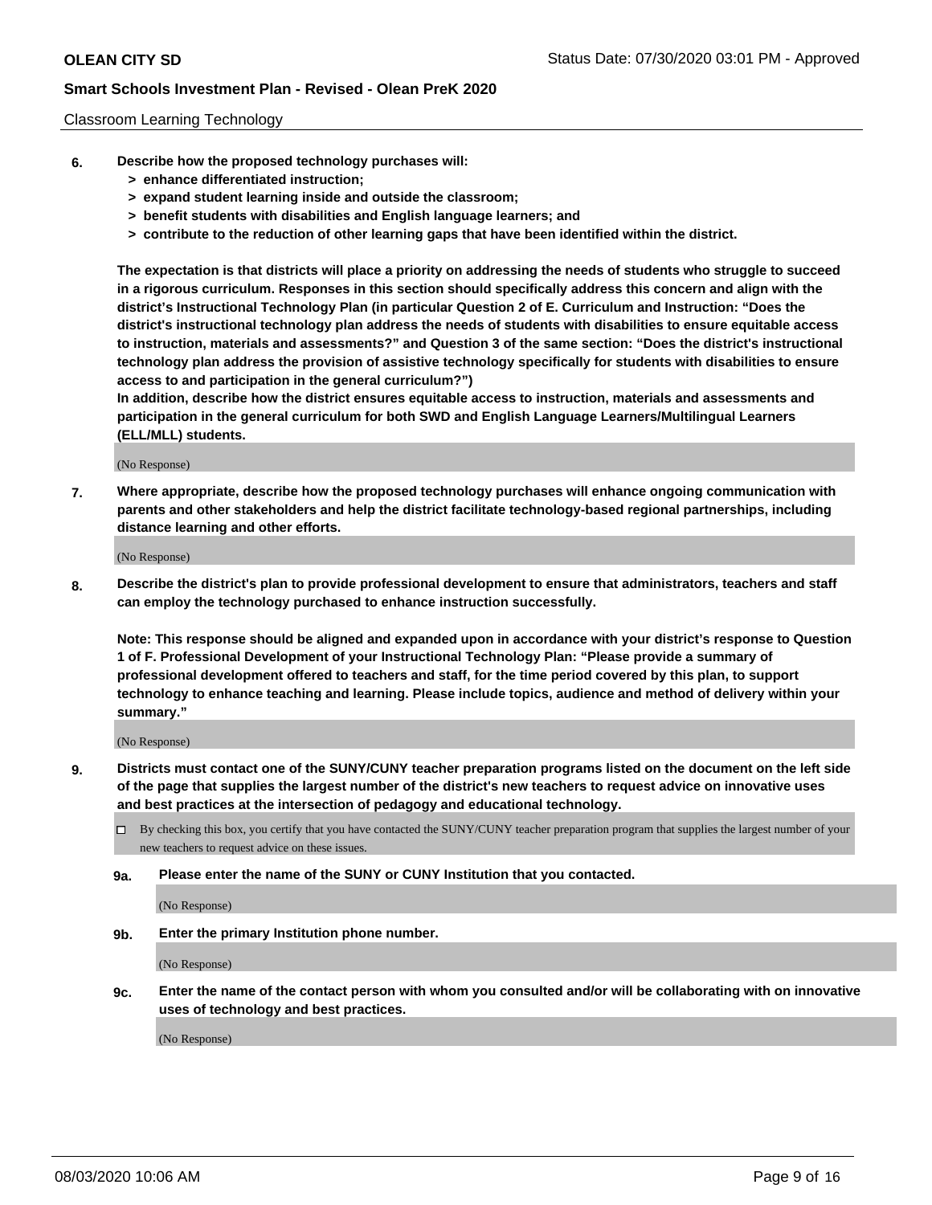Classroom Learning Technology

6. **Describe how the proposed technology purchases will:**
   - **> enhance differentiated instruction;**
   - **> expand student learning inside and outside the classroom;**
   - **> benefit students with disabilities and English language learners; and**
   - **> contribute to the reduction of other learning gaps that have been identified within the district.**

   **The expectation is that districts will place a priority on addressing the needs of students who struggle to succeed in a rigorous curriculum. Responses in this section should specifically address this concern and align with the district's Instructional Technology Plan (in particular Question 2 of E. Curriculum and Instruction: "Does the district's instructional technology plan address the needs of students with disabilities to ensure equitable access to instruction, materials and assessments?" and Question 3 of the same section: "Does the district's instructional technology plan address the provision of assistive technology specifically for students with disabilities to ensure access to and participation in the general curriculum?")**

   **In addition, describe how the district ensures equitable access to instruction, materials and assessments and participation in the general curriculum for both SWD and English Language Learners/Multilingual Learners (ELL/MLL) students.**

   (No Response)

7. **Where appropriate, describe how the proposed technology purchases will enhance ongoing communication with parents and other stakeholders and help the district facilitate technology-based regional partnerships, including distance learning and other efforts.**

   (No Response)

8. **Describe the district's plan to provide professional development to ensure that administrators, teachers and staff can employ the technology purchased to enhance instruction successfully.**

   **Note: This response should be aligned and expanded upon in accordance with your district's response to Question 1 of F. Professional Development of your Instructional Technology Plan: "Please provide a summary of professional development offered to teachers and staff, for the time period covered by this plan, to support technology to enhance teaching and learning. Please include topics, audience and method of delivery within your summary."**

   (No Response)

9. **Districts must contact one of the SUNY/CUNY teacher preparation programs listed on the document on the left side of the page that supplies the largest number of the district's new teachers to request advice on innovative uses and best practices at the intersection of pedagogy and educational technology.**

   ☐ By checking this box, you certify that you have contacted the SUNY/CUNY teacher preparation program that supplies the largest number of your new teachers to request advice on these issues.

   **9a. Please enter the name of the SUNY or CUNY Institution that you contacted.**

   (No Response)

   **9b. Enter the primary Institution phone number.**

   (No Response)

   **9c. Enter the name of the contact person with whom you consulted and/or will be collaborating with on innovative uses of technology and best practices.**

   (No Response)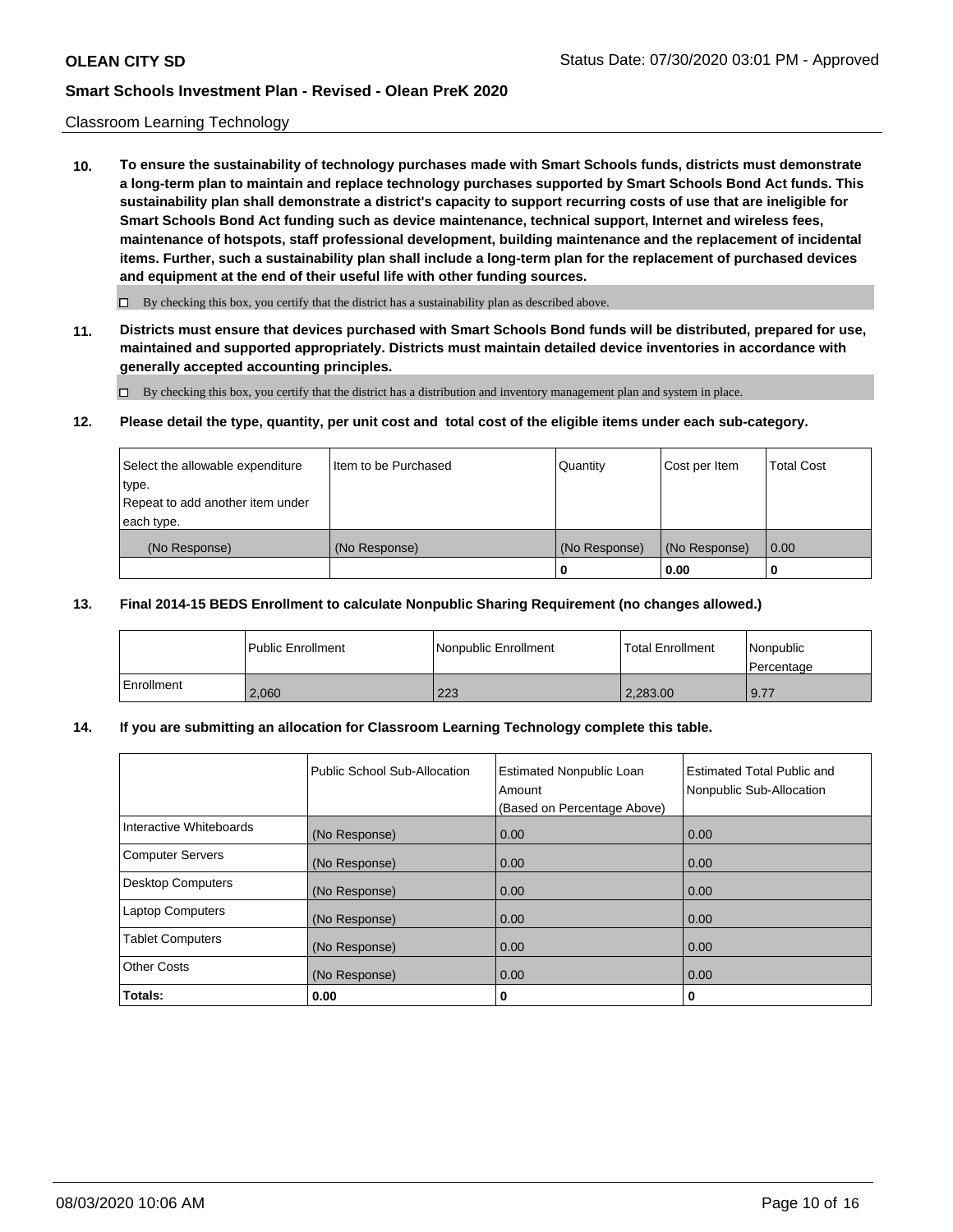Classroom Learning Technology

**10. To ensure the sustainability of technology purchases made with Smart Schools funds, districts must demonstrate a long-term plan to maintain and replace technology purchases supported by Smart Schools Bond Act funds. This sustainability plan shall demonstrate a district's capacity to support recurring costs of use that are ineligible for Smart Schools Bond Act funding such as device maintenance, technical support, Internet and wireless fees, maintenance of hotspots, staff professional development, building maintenance and the replacement of incidental items. Further, such a sustainability plan shall include a long-term plan for the replacement of purchased devices and equipment at the end of their useful life with other funding sources.**

☐ By checking this box, you certify that the district has a sustainability plan as described above.

**11. Districts must ensure that devices purchased with Smart Schools Bond funds will be distributed, prepared for use, maintained and supported appropriately. Districts must maintain detailed device inventories in accordance with generally accepted accounting principles.**

☐ By checking this box, you certify that the district has a distribution and inventory management plan and system in place.

**12. Please detail the type, quantity, per unit cost and total cost of the eligible items under each sub-category.**

| Select the allowable expenditure type. Repeat to add another item under each type. | Item to be Purchased | Quantity | Cost per Item | Total Cost |
|---|---|---|---|---|
| (No Response) | (No Response) | (No Response) | (No Response) | 0.00 |
| | | 0 | 0.00 | 0 |

**13. Final 2014-15 BEDS Enrollment to calculate Nonpublic Sharing Requirement (no changes allowed.)**

| | Public Enrollment | Nonpublic Enrollment | Total Enrollment | Nonpublic Percentage |
|---|---|---|---|---|
| Enrollment | 2,060 | 223 | 2,283.00 | 9.77 |

**14. If you are submitting an allocation for Classroom Learning Technology complete this table.**

| | Public School Sub-Allocation | Estimated Nonpublic Loan Amount (Based on Percentage Above) | Estimated Total Public and Nonpublic Sub-Allocation |
|---|---|---|---|
| Interactive Whiteboards | (No Response) | 0.00 | 0.00 |
| Computer Servers | (No Response) | 0.00 | 0.00 |
| Desktop Computers | (No Response) | 0.00 | 0.00 |
| Laptop Computers | (No Response) | 0.00 | 0.00 |
| Tablet Computers | (No Response) | 0.00 | 0.00 |
| Other Costs | (No Response) | 0.00 | 0.00 |
| **Totals:** | **0.00** | **0** | **0** |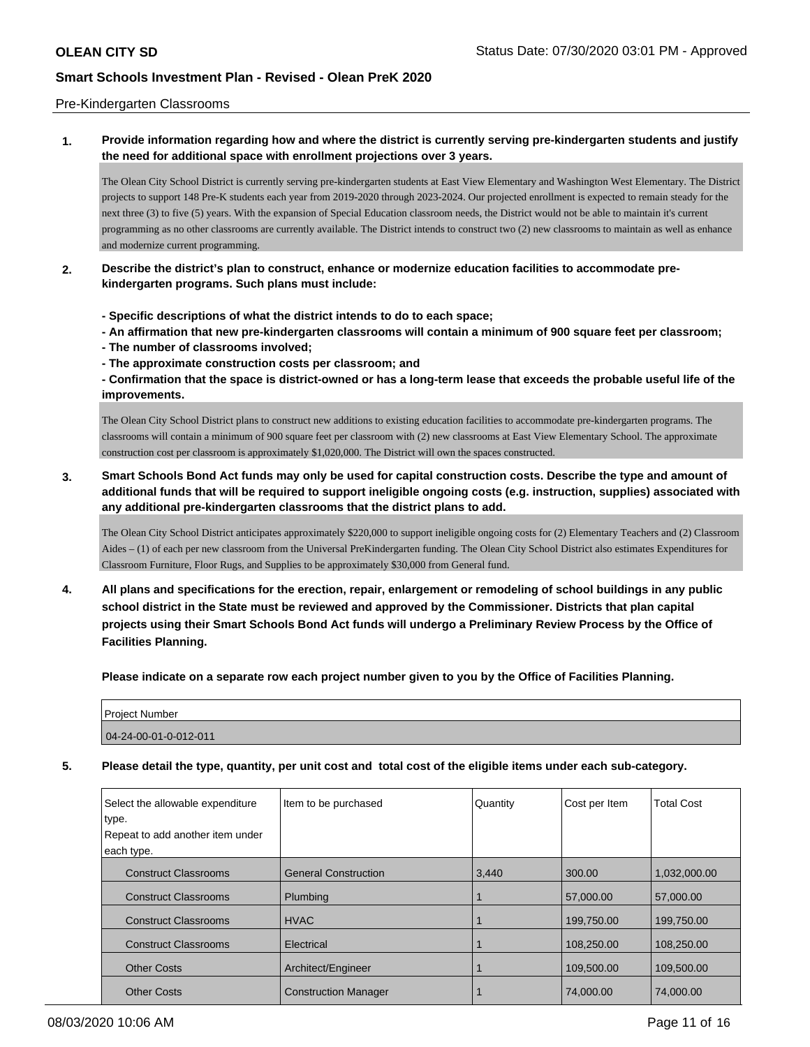Pre-Kindergarten Classrooms

**1. Provide information regarding how and where the district is currently serving pre-kindergarten students and justify the need for additional space with enrollment projections over 3 years.**

The Olean City School District is currently serving pre-kindergarten students at East View Elementary and Washington West Elementary. The District projects to support 148 Pre-K students each year from 2019-2020 through 2023-2024. Our projected enrollment is expected to remain steady for the next three (3) to five (5) years. With the expansion of Special Education classroom needs, the District would not be able to maintain it's current programming as no other classrooms are currently available. The District intends to construct two (2) new classrooms to maintain as well as enhance and modernize current programming.

**2. Describe the district's plan to construct, enhance or modernize education facilities to accommodate pre-kindergarten programs. Such plans must include:**

**- Specific descriptions of what the district intends to do to each space;**
**- An affirmation that new pre-kindergarten classrooms will contain a minimum of 900 square feet per classroom;**
**- The number of classrooms involved;**
**- The approximate construction costs per classroom; and**
**- Confirmation that the space is district-owned or has a long-term lease that exceeds the probable useful life of the improvements.**

The Olean City School District plans to construct new additions to existing education facilities to accommodate pre-kindergarten programs. The classrooms will contain a minimum of 900 square feet per classroom with (2) new classrooms at East View Elementary School. The approximate construction cost per classroom is approximately $1,020,000. The District will own the spaces constructed.

**3. Smart Schools Bond Act funds may only be used for capital construction costs. Describe the type and amount of additional funds that will be required to support ineligible ongoing costs (e.g. instruction, supplies) associated with any additional pre-kindergarten classrooms that the district plans to add.**

The Olean City School District anticipates approximately $220,000 to support ineligible ongoing costs for (2) Elementary Teachers and (2) Classroom Aides – (1) of each per new classroom from the Universal PreKindergarten funding. The Olean City School District also estimates Expenditures for Classroom Furniture, Floor Rugs, and Supplies to be approximately $30,000 from General fund.

**4. All plans and specifications for the erection, repair, enlargement or remodeling of school buildings in any public school district in the State must be reviewed and approved by the Commissioner. Districts that plan capital projects using their Smart Schools Bond Act funds will undergo a Preliminary Review Process by the Office of Facilities Planning.**

**Please indicate on a separate row each project number given to you by the Office of Facilities Planning.**

| Project Number |
|---|
| 04-24-00-01-0-012-011 |

**5. Please detail the type, quantity, per unit cost and total cost of the eligible items under each sub-category.**

| Select the allowable expenditure type. Repeat to add another item under each type. | Item to be purchased | Quantity | Cost per Item | Total Cost |
|---|---|---|---|---|
| Construct Classrooms | General Construction | 3,440 | 300.00 | 1,032,000.00 |
| Construct Classrooms | Plumbing | 1 | 57,000.00 | 57,000.00 |
| Construct Classrooms | HVAC | 1 | 199,750.00 | 199,750.00 |
| Construct Classrooms | Electrical | 1 | 108,250.00 | 108,250.00 |
| Other Costs | Architect/Engineer | 1 | 109,500.00 | 109,500.00 |
| Other Costs | Construction Manager | 1 | 74,000.00 | 74,000.00 |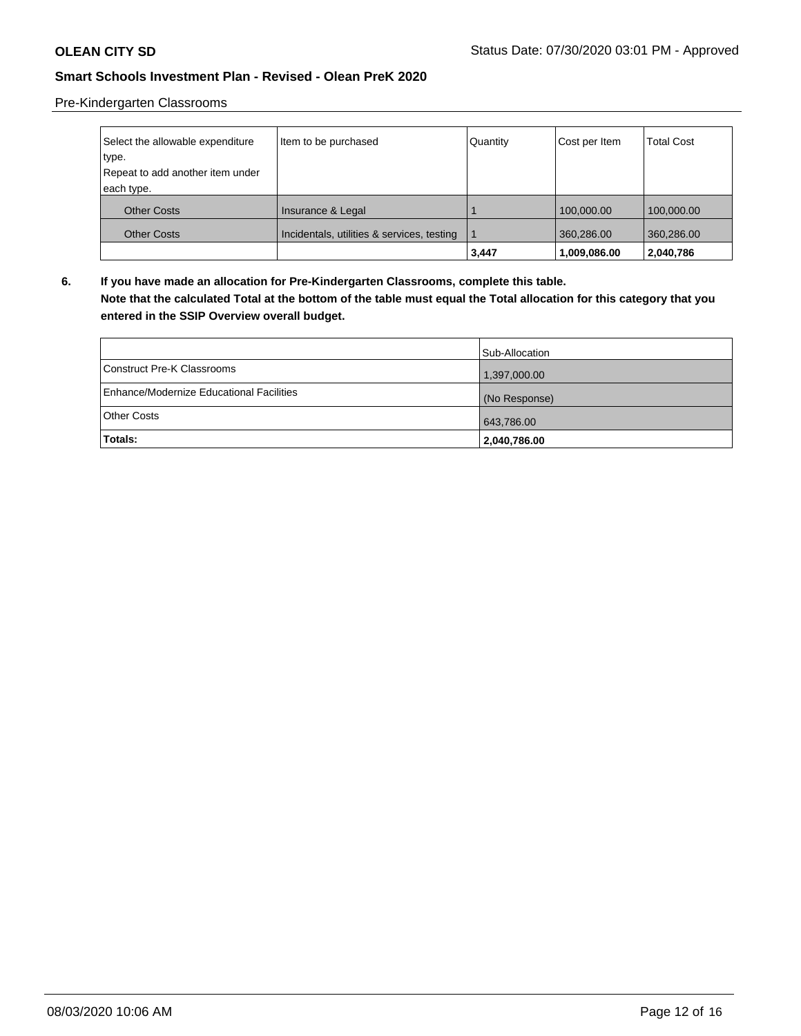Pre-Kindergarten Classrooms

| Select the allowable expenditure type.<br>Repeat to add another item under each type. | Item to be purchased | Quantity | Cost per Item | Total Cost |
|---|---|---|---|---|
| Other Costs | Insurance & Legal | 1 | 100,000.00 | 100,000.00 |
| Other Costs | Incidentals, utilities & services, testing | 1 | 360,286.00 | 360,286.00 |
| | | **3,447** | **1,009,086.00** | **2,040,786** |

**6. If you have made an allocation for Pre-Kindergarten Classrooms, complete this table.**
**Note that the calculated Total at the bottom of the table must equal the Total allocation for this category that you entered in the SSIP Overview overall budget.**

| | Sub-Allocation |
|---|---|
| Construct Pre-K Classrooms | 1,397,000.00 |
| Enhance/Modernize Educational Facilities | (No Response) |
| Other Costs | 643,786.00 |
| **Totals:** | **2,040,786.00** |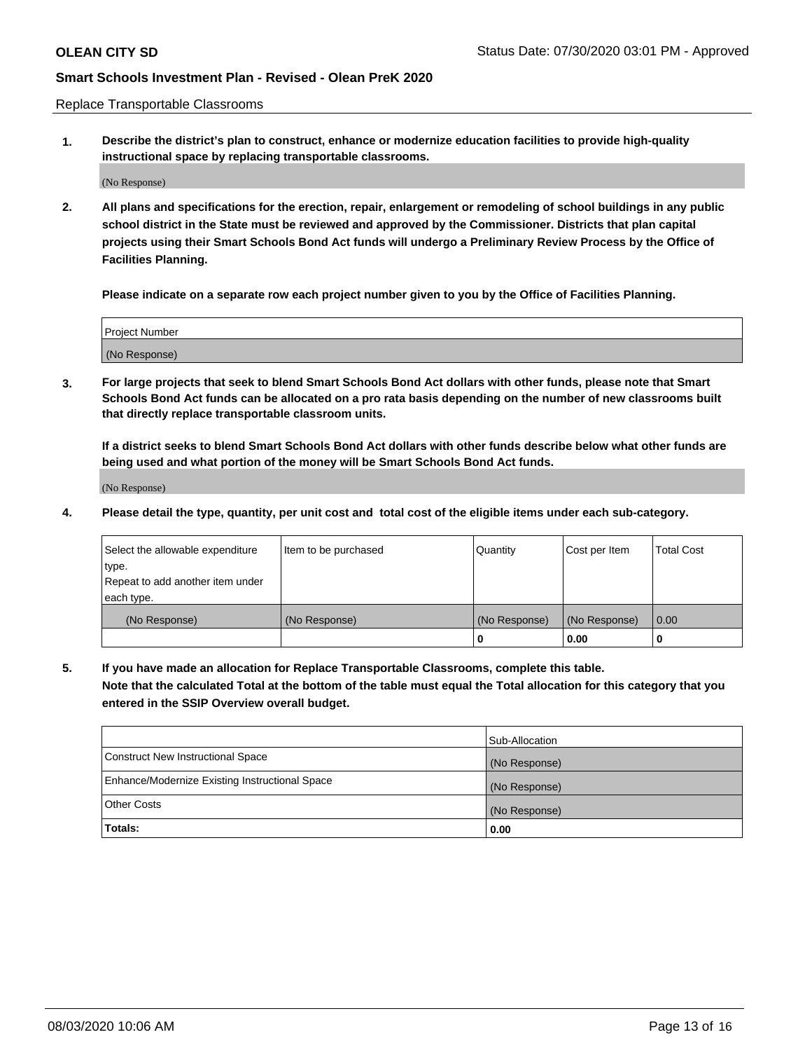Replace Transportable Classrooms

1. **Describe the district's plan to construct, enhance or modernize education facilities to provide high-quality instructional space by replacing transportable classrooms.**

(No Response)

2. **All plans and specifications for the erection, repair, enlargement or remodeling of school buildings in any public school district in the State must be reviewed and approved by the Commissioner. Districts that plan capital projects using their Smart Schools Bond Act funds will undergo a Preliminary Review Process by the Office of Facilities Planning.**

**Please indicate on a separate row each project number given to you by the Office of Facilities Planning.**

| Project Number |
|---|
| (No Response) |

3. **For large projects that seek to blend Smart Schools Bond Act dollars with other funds, please note that Smart Schools Bond Act funds can be allocated on a pro rata basis depending on the number of new classrooms built that directly replace transportable classroom units.**

**If a district seeks to blend Smart Schools Bond Act dollars with other funds describe below what other funds are being used and what portion of the money will be Smart Schools Bond Act funds.**

(No Response)

4. **Please detail the type, quantity, per unit cost and total cost of the eligible items under each sub-category.**

| Select the allowable expenditure type. Repeat to add another item under each type. | Item to be purchased | Quantity | Cost per Item | Total Cost |
|---|---|---|---|---|
| (No Response) | (No Response) | (No Response) | (No Response) | 0.00 |
| | | 0 | 0.00 | 0 |

5. **If you have made an allocation for Replace Transportable Classrooms, complete this table. Note that the calculated Total at the bottom of the table must equal the Total allocation for this category that you entered in the SSIP Overview overall budget.**

| | Sub-Allocation |
|---|---|
| Construct New Instructional Space | (No Response) |
| Enhance/Modernize Existing Instructional Space | (No Response) |
| Other Costs | (No Response) |
| **Totals:** | **0.00** |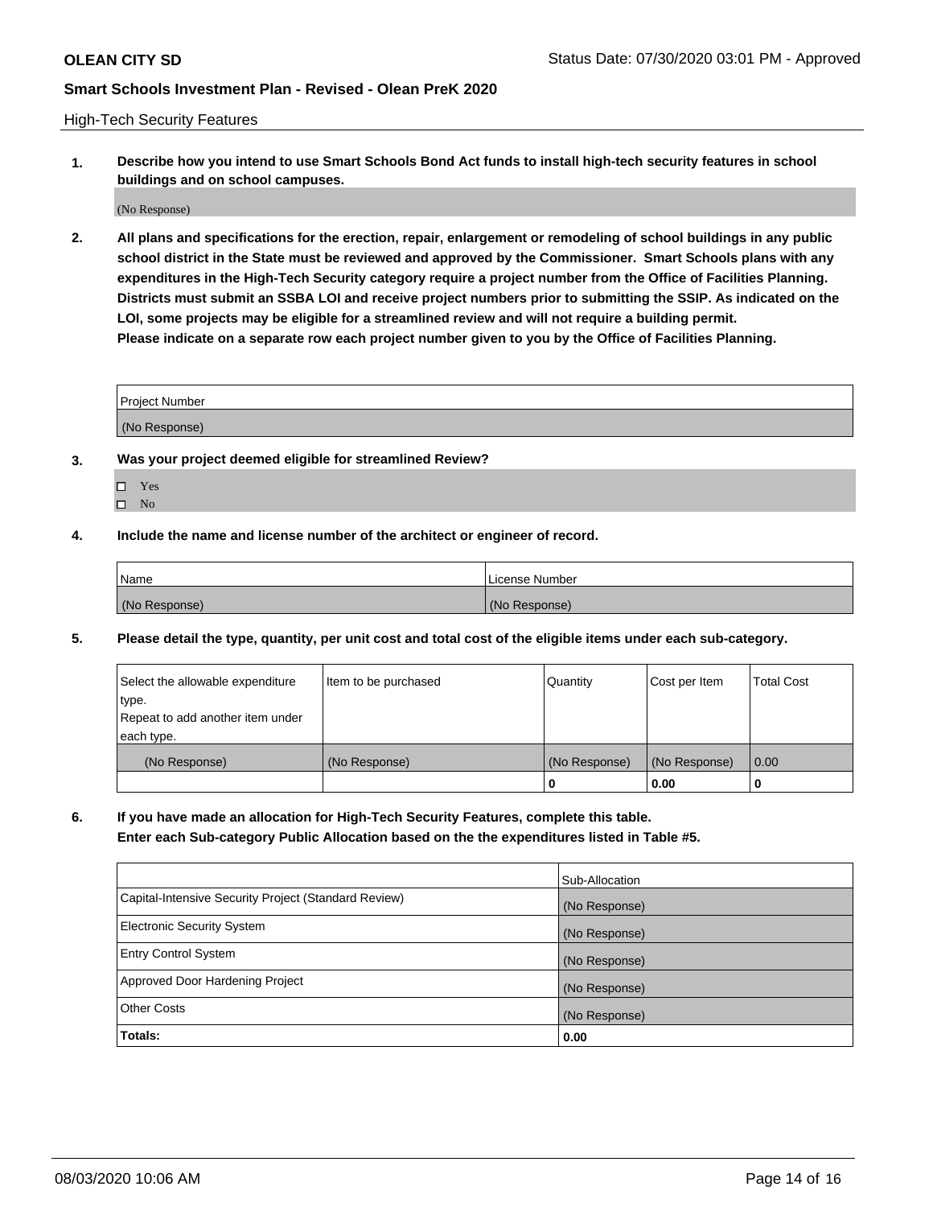High-Tech Security Features

**1. Describe how you intend to use Smart Schools Bond Act funds to install high-tech security features in school buildings and on school campuses.**

(No Response)

**2. All plans and specifications for the erection, repair, enlargement or remodeling of school buildings in any public school district in the State must be reviewed and approved by the Commissioner. Smart Schools plans with any expenditures in the High-Tech Security category require a project number from the Office of Facilities Planning. Districts must submit an SSBA LOI and receive project numbers prior to submitting the SSIP. As indicated on the LOI, some projects may be eligible for a streamlined review and will not require a building permit.**
**Please indicate on a separate row each project number given to you by the Office of Facilities Planning.**

| Project Number |
|---|
| (No Response) |

**3. Was your project deemed eligible for streamlined Review?**

- ☐ Yes
- ☐ No

**4. Include the name and license number of the architect or engineer of record.**

| Name | License Number |
|---|---|
| (No Response) | (No Response) |

**5. Please detail the type, quantity, per unit cost and total cost of the eligible items under each sub-category.**

| Select the allowable expenditure type. Repeat to add another item under each type. | Item to be purchased | Quantity | Cost per Item | Total Cost |
|---|---|---|---|---|
| (No Response) | (No Response) | (No Response) | (No Response) | 0.00 |
| | | 0 | 0.00 | 0 |

**6. If you have made an allocation for High-Tech Security Features, complete this table.**
**Enter each Sub-category Public Allocation based on the the expenditures listed in Table #5.**

| | Sub-Allocation |
|---|---|
| Capital-Intensive Security Project (Standard Review) | (No Response) |
| Electronic Security System | (No Response) |
| Entry Control System | (No Response) |
| Approved Door Hardening Project | (No Response) |
| Other Costs | (No Response) |
| **Totals:** | **0.00** |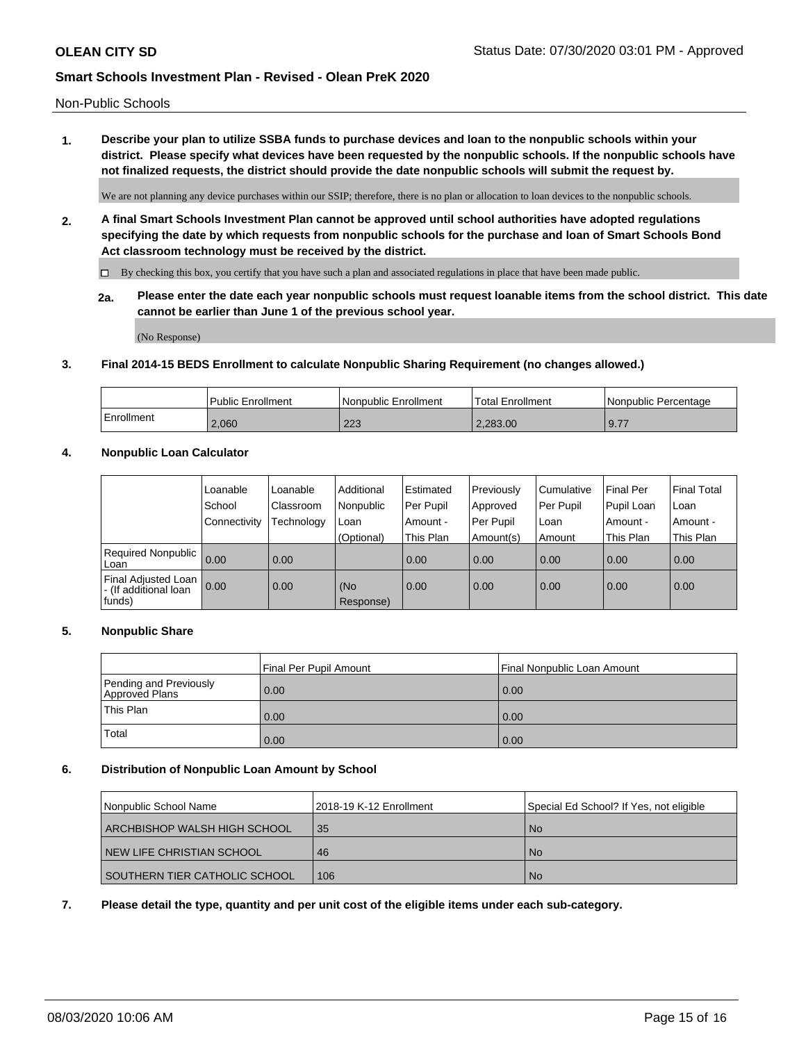Non-Public Schools

**1. Describe your plan to utilize SSBA funds to purchase devices and loan to the nonpublic schools within your district. Please specify what devices have been requested by the nonpublic schools. If the nonpublic schools have not finalized requests, the district should provide the date nonpublic schools will submit the request by.**

We are not planning any device purchases within our SSIP; therefore, there is no plan or allocation to loan devices to the nonpublic schools.

**2. A final Smart Schools Investment Plan cannot be approved until school authorities have adopted regulations specifying the date by which requests from nonpublic schools for the purchase and loan of Smart Schools Bond Act classroom technology must be received by the district.**

☐ By checking this box, you certify that you have such a plan and associated regulations in place that have been made public.

**2a. Please enter the date each year nonpublic schools must request loanable items from the school district. This date cannot be earlier than June 1 of the previous school year.**

(No Response)

**3. Final 2014-15 BEDS Enrollment to calculate Nonpublic Sharing Requirement (no changes allowed.)**

| | Public Enrollment | Nonpublic Enrollment | Total Enrollment | Nonpublic Percentage |
|---|---|---|---|---|
| Enrollment | 2,060 | 223 | 2,283.00 | 9.77 |

**4. Nonpublic Loan Calculator**

| | Loanable School Connectivity | Loanable Classroom Technology | Additional Nonpublic Loan (Optional) | Estimated Per Pupil Amount - This Plan | Previously Approved Per Pupil Amount(s) | Cumulative Per Pupil Loan Amount | Final Per Pupil Loan Amount - This Plan | Final Total Loan Amount - This Plan |
|---|---|---|---|---|---|---|---|---|
| Required Nonpublic Loan | 0.00 | 0.00 | | 0.00 | 0.00 | 0.00 | 0.00 | 0.00 |
| Final Adjusted Loan - (If additional loan funds) | 0.00 | 0.00 | (No Response) | 0.00 | 0.00 | 0.00 | 0.00 | 0.00 |

**5. Nonpublic Share**

| | Final Per Pupil Amount | Final Nonpublic Loan Amount |
|---|---|---|
| Pending and Previously Approved Plans | 0.00 | 0.00 |
| This Plan | 0.00 | 0.00 |
| Total | 0.00 | 0.00 |

**6. Distribution of Nonpublic Loan Amount by School**

| Nonpublic School Name | 2018-19 K-12 Enrollment | Special Ed School? If Yes, not eligible |
|---|---|---|
| ARCHBISHOP WALSH HIGH SCHOOL | 35 | No |
| NEW LIFE CHRISTIAN SCHOOL | 46 | No |
| SOUTHERN TIER CATHOLIC SCHOOL | 106 | No |

**7. Please detail the type, quantity and per unit cost of the eligible items under each sub-category.**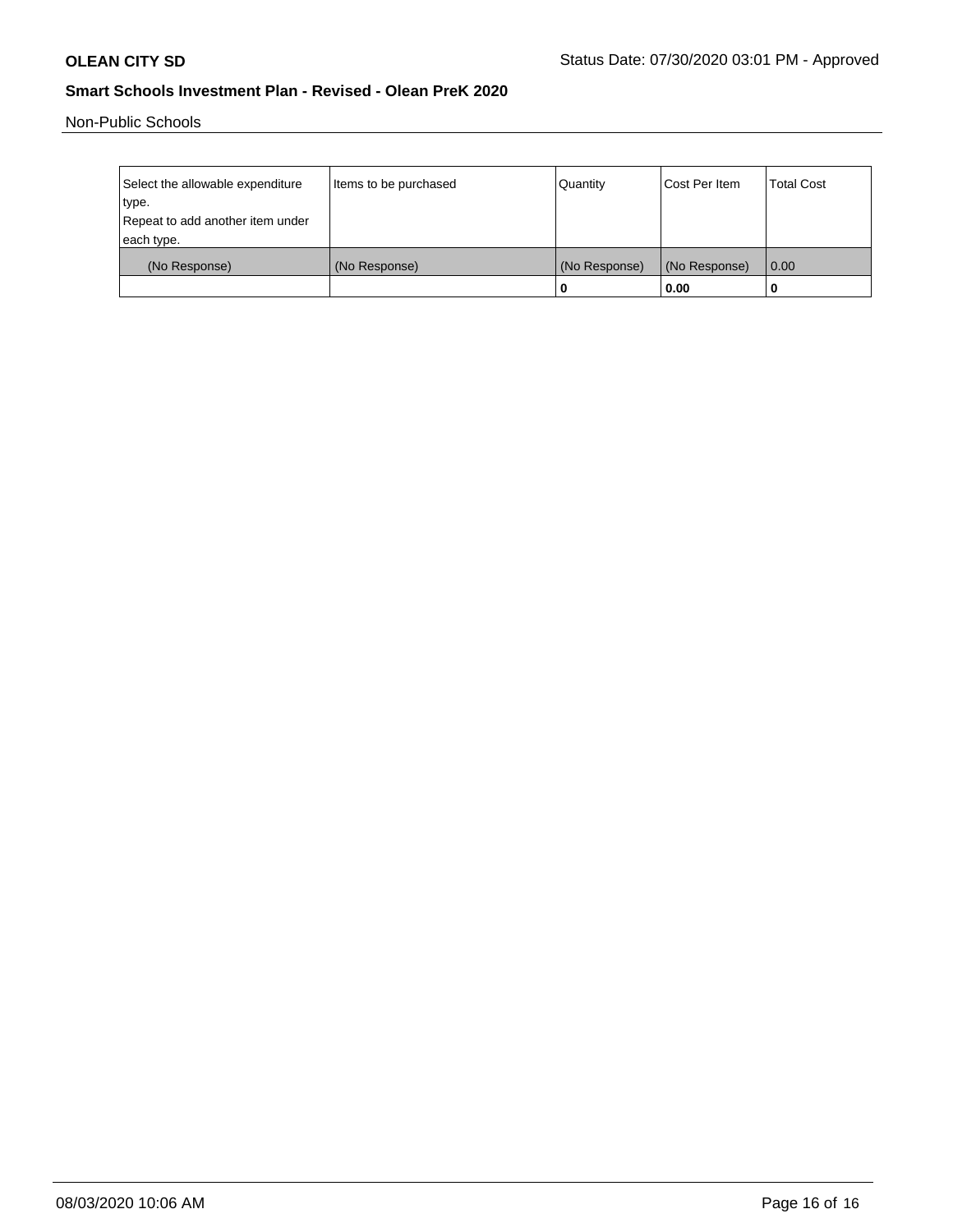Non-Public Schools

| Select the allowable expenditure type. Repeat to add another item under each type. | Items to be purchased | Quantity | Cost Per Item | Total Cost |
|---|---|---|---|---|
| (No Response) | (No Response) | (No Response) | (No Response) | 0.00 |
| | | **0** | **0.00** | **0** |